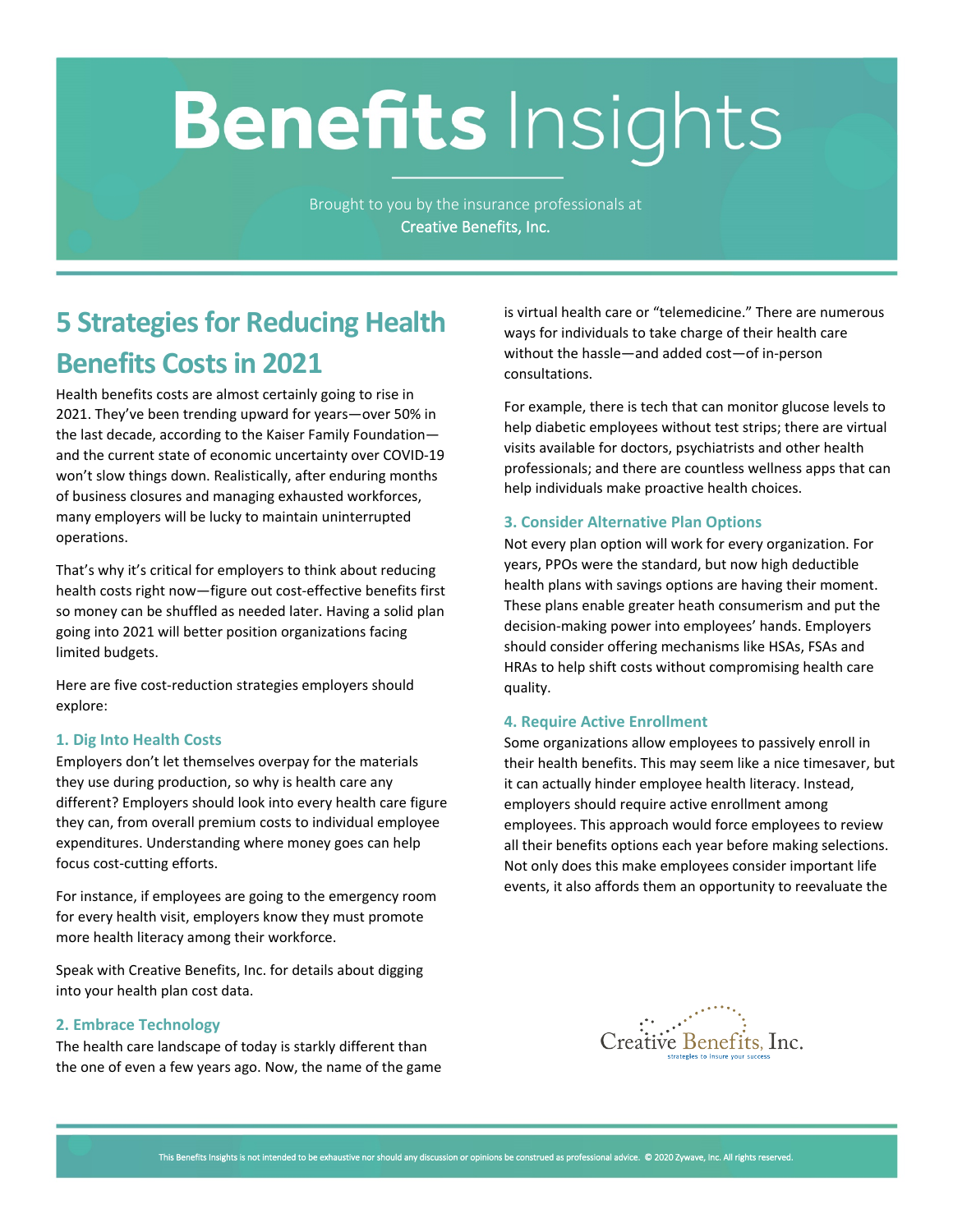# Benefits Insights

Brought to you by the insurance professionals at
Creative Benefits, Inc.

## 5 Strategies for Reducing Health Benefits Costs in 2021

Health benefits costs are almost certainly going to rise in 2021. They've been trending upward for years—over 50% in the last decade, according to the Kaiser Family Foundation—and the current state of economic uncertainty over COVID-19 won't slow things down. Realistically, after enduring months of business closures and managing exhausted workforces, many employers will be lucky to maintain uninterrupted operations.

That's why it's critical for employers to think about reducing health costs right now—figure out cost-effective benefits first so money can be shuffled as needed later. Having a solid plan going into 2021 will better position organizations facing limited budgets.

Here are five cost-reduction strategies employers should explore:

### 1. Dig Into Health Costs

Employers don't let themselves overpay for the materials they use during production, so why is health care any different? Employers should look into every health care figure they can, from overall premium costs to individual employee expenditures. Understanding where money goes can help focus cost-cutting efforts.

For instance, if employees are going to the emergency room for every health visit, employers know they must promote more health literacy among their workforce.

Speak with Creative Benefits, Inc. for details about digging into your health plan cost data.

### 2. Embrace Technology

The health care landscape of today is starkly different than the one of even a few years ago. Now, the name of the game is virtual health care or "telemedicine." There are numerous ways for individuals to take charge of their health care without the hassle—and added cost—of in-person consultations.

For example, there is tech that can monitor glucose levels to help diabetic employees without test strips; there are virtual visits available for doctors, psychiatrists and other health professionals; and there are countless wellness apps that can help individuals make proactive health choices.

### 3. Consider Alternative Plan Options

Not every plan option will work for every organization. For years, PPOs were the standard, but now high deductible health plans with savings options are having their moment. These plans enable greater heath consumerism and put the decision-making power into employees' hands. Employers should consider offering mechanisms like HSAs, FSAs and HRAs to help shift costs without compromising health care quality.

### 4. Require Active Enrollment

Some organizations allow employees to passively enroll in their health benefits. This may seem like a nice timesaver, but it can actually hinder employee health literacy. Instead, employers should require active enrollment among employees. This approach would force employees to review all their benefits options each year before making selections. Not only does this make employees consider important life events, it also affords them an opportunity to reevaluate the

Creative Benefits, Inc.
strategies to insure your success

This Benefits Insights is not intended to be exhaustive nor should any discussion or opinions be construed as professional advice. © 2020 Zywave, Inc. All rights reserved.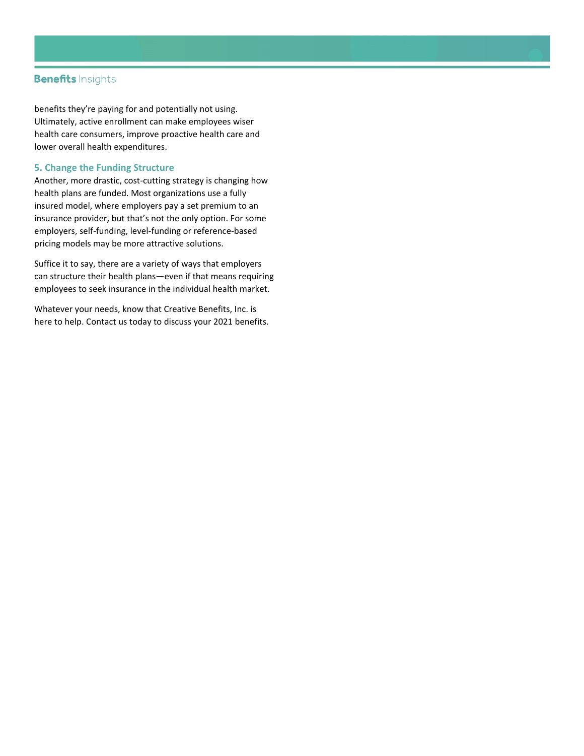benefits they're paying for and potentially not using. Ultimately, active enrollment can make employees wiser health care consumers, improve proactive health care and lower overall health expenditures.

### 5. Change the Funding Structure

Another, more drastic, cost-cutting strategy is changing how health plans are funded. Most organizations use a fully insured model, where employers pay a set premium to an insurance provider, but that's not the only option. For some employers, self-funding, level-funding or reference-based pricing models may be more attractive solutions.

Suffice it to say, there are a variety of ways that employers can structure their health plans—even if that means requiring employees to seek insurance in the individual health market.

Whatever your needs, know that Creative Benefits, Inc. is here to help. Contact us today to discuss your 2021 benefits.